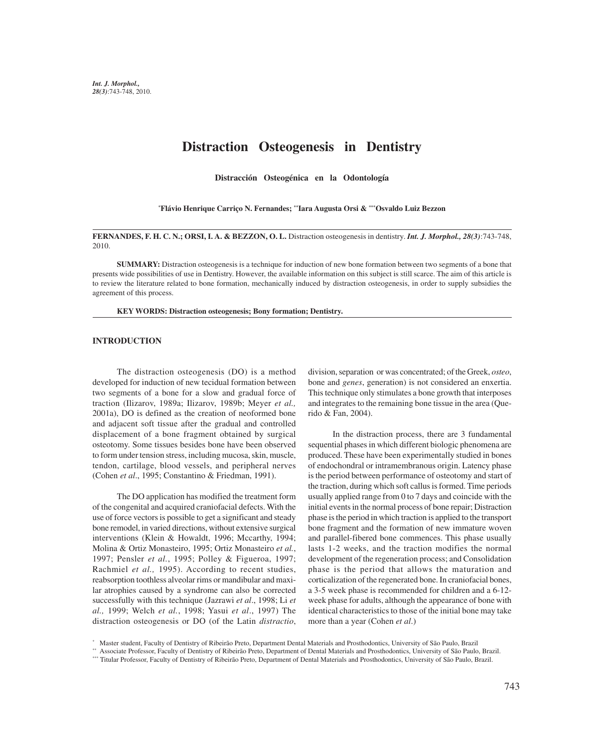# Distraction Osteogenesis in Dentistry

**Distracción Osteogénica en la Odontología**

[*]**Flávio Henrique Carriço N. Fernandes;** [**]**Iara Augusta Orsi &** [***]**Osvaldo Luiz Bezzon**

**FERNANDES, F. H. C. N.; ORSI, I. A. & BEZZON, O. L.** Distraction osteogenesis in dentistry. ***Int. J. Morphol., 28(3)***:743-748, 2010.

**SUMMARY:** Distraction osteogenesis is a technique for induction of new bone formation between two segments of a bone that presents wide possibilities of use in Dentistry. However, the available information on this subject is still scarce. The aim of this article is to review the literature related to bone formation, mechanically induced by distraction osteogenesis, in order to supply subsidies the agreement of this process.

**KEY WORDS: Distraction osteogenesis; Bony formation; Dentistry.**

## INTRODUCTION

The distraction osteogenesis (DO) is a method developed for induction of new tecidual formation between two segments of a bone for a slow and gradual force of traction (Ilizarov, 1989a; Ilizarov, 1989b; Meyer *et al.,* 2001a), DO is defined as the creation of neoformed bone and adjacent soft tissue after the gradual and controlled displacement of a bone fragment obtained by surgical osteotomy. Some tissues besides bone have been observed to form under tension stress, including mucosa, skin, muscle, tendon, cartilage, blood vessels, and peripheral nerves (Cohen *et al*., 1995; Constantino & Friedman, 1991).

The DO application has modified the treatment form of the congenital and acquired craniofacial defects. With the use of force vectors is possible to get a significant and steady bone remodel, in varied directions, without extensive surgical interventions (Klein & Howaldt, 1996; Mccarthy, 1994; Molina & Ortiz Monasteiro, 1995; Ortiz Monasteiro *et al.*, 1997; Pensler *et al.*, 1995; Polley & Figueroa, 1997; Rachmiel *et al.,* 1995). According to recent studies, reabsorption toothless alveolar rims or mandibular and maxilar atrophies caused by a syndrome can also be corrected successfully with this technique (Jazrawi *et al*., 1998; Li *et al.,* 1999; Welch *et al.*, 1998; Yasui *et al*., 1997) The distraction osteogenesis or DO (of the Latin *distractio*, division, separation or was concentrated; of the Greek, *osteo*, bone and *genes*, generation) is not considered an enxertia. This technique only stimulates a bone growth that interposes and integrates to the remaining bone tissue in the area (Querido & Fan, 2004).

In the distraction process, there are 3 fundamental sequential phases in which different biologic phenomena are produced. These have been experimentally studied in bones of endochondral or intramembranous origin. Latency phase is the period between performance of osteotomy and start of the traction, during which soft callus is formed. Time periods usually applied range from 0 to 7 days and coincide with the initial events in the normal process of bone repair; Distraction phase is the period in which traction is applied to the transport bone fragment and the formation of new immature woven and parallel-fibered bone commences. This phase usually lasts 1-2 weeks, and the traction modifies the normal development of the regeneration process; and Consolidation phase is the period that allows the maturation and corticalization of the regenerated bone. In craniofacial bones, a 3-5 week phase is recommended for children and a 6-12-week phase for adults, although the appearance of bone with identical characteristics to those of the initial bone may take more than a year (Cohen *et al*.)

[*] Master student, Faculty of Dentistry of Ribeirão Preto, Department Dental Materials and Prosthodontics, University of São Paulo, Brazil

[**] Associate Professor, Faculty of Dentistry of Ribeirão Preto, Department of Dental Materials and Prosthodontics, University of São Paulo, Brazil.

[***] Titular Professor, Faculty of Dentistry of Ribeirão Preto, Department of Dental Materials and Prosthodontics, University of São Paulo, Brazil.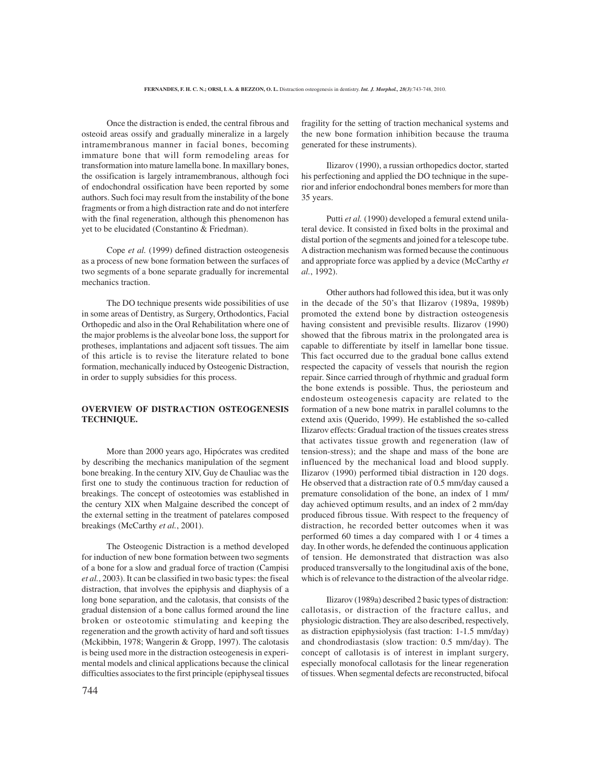Once the distraction is ended, the central fibrous and osteoid areas ossify and gradually mineralize in a largely intramembranous manner in facial bones, becoming immature bone that will form remodeling areas for transformation into mature lamella bone. In maxillary bones, the ossification is largely intramembranous, although foci of endochondral ossification have been reported by some authors. Such foci may result from the instability of the bone fragments or from a high distraction rate and do not interfere with the final regeneration, although this phenomenon has yet to be elucidated (Constantino & Friedman).

Cope *et al.* (1999) defined distraction osteogenesis as a process of new bone formation between the surfaces of two segments of a bone separate gradually for incremental mechanics traction.

The DO technique presents wide possibilities of use in some areas of Dentistry, as Surgery, Orthodontics, Facial Orthopedic and also in the Oral Rehabilitation where one of the major problems is the alveolar bone loss, the support for protheses, implantations and adjacent soft tissues. The aim of this article is to revise the literature related to bone formation, mechanically induced by Osteogenic Distraction, in order to supply subsidies for this process.

## OVERVIEW OF DISTRACTION OSTEOGENESIS TECHNIQUE.

More than 2000 years ago, Hipócrates was credited by describing the mechanics manipulation of the segment bone breaking. In the century XIV, Guy de Chauliac was the first one to study the continuous traction for reduction of breakings. The concept of osteotomies was established in the century XIX when Malgaine described the concept of the external setting in the treatment of patelares composed breakings (McCarthy *et al.*, 2001).

The Osteogenic Distraction is a method developed for induction of new bone formation between two segments of a bone for a slow and gradual force of traction (Campisi *et al.*, 2003). It can be classified in two basic types: the fiseal distraction, that involves the epiphysis and diaphysis of a long bone separation, and the calotasis, that consists of the gradual distension of a bone callus formed around the line broken or osteotomic stimulating and keeping the regeneration and the growth activity of hard and soft tissues (Mckibbin, 1978; Wangerin & Gropp, 1997). The calotasis is being used more in the distraction osteogenesis in experimental models and clinical applications because the clinical difficulties associates to the first principle (epiphyseal tissues fragility for the setting of traction mechanical systems and the new bone formation inhibition because the trauma generated for these instruments).

Ilizarov (1990), a russian orthopedics doctor, started his perfectioning and applied the DO technique in the superior and inferior endochondral bones members for more than 35 years.

Putti *et al.* (1990) developed a femural extend unilateral device. It consisted in fixed bolts in the proximal and distal portion of the segments and joined for a telescope tube. A distraction mechanism was formed because the continuous and appropriate force was applied by a device (McCarthy *et al.*, 1992).

Other authors had followed this idea, but it was only in the decade of the 50's that Ilizarov (1989a, 1989b) promoted the extend bone by distraction osteogenesis having consistent and previsible results. Ilizarov (1990) showed that the fibrous matrix in the prolongated area is capable to differentiate by itself in lamellar bone tissue. This fact occurred due to the gradual bone callus extend respected the capacity of vessels that nourish the region repair. Since carried through of rhythmic and gradual form the bone extends is possible. Thus, the periosteum and endosteum osteogenesis capacity are related to the formation of a new bone matrix in parallel columns to the extend axis (Querido, 1999). He established the so-called Ilizarov effects: Gradual traction of the tissues creates stress that activates tissue growth and regeneration (law of tension-stress); and the shape and mass of the bone are influenced by the mechanical load and blood supply. Ilizarov (1990) performed tibial distraction in 120 dogs. He observed that a distraction rate of 0.5 mm/day caused a premature consolidation of the bone, an index of 1 mm/day achieved optimum results, and an index of 2 mm/day produced fibrous tissue. With respect to the frequency of distraction, he recorded better outcomes when it was performed 60 times a day compared with 1 or 4 times a day. In other words, he defended the continuous application of tension. He demonstrated that distraction was also produced transversally to the longitudinal axis of the bone, which is of relevance to the distraction of the alveolar ridge.

Ilizarov (1989a) described 2 basic types of distraction: callotasis, or distraction of the fracture callus, and physiologic distraction. They are also described, respectively, as distraction epiphysiolysis (fast traction: 1-1.5 mm/day) and chondrodiastasis (slow traction: 0.5 mm/day). The concept of callotasis is of interest in implant surgery, especially monofocal callotasis for the linear regeneration of tissues. When segmental defects are reconstructed, bifocal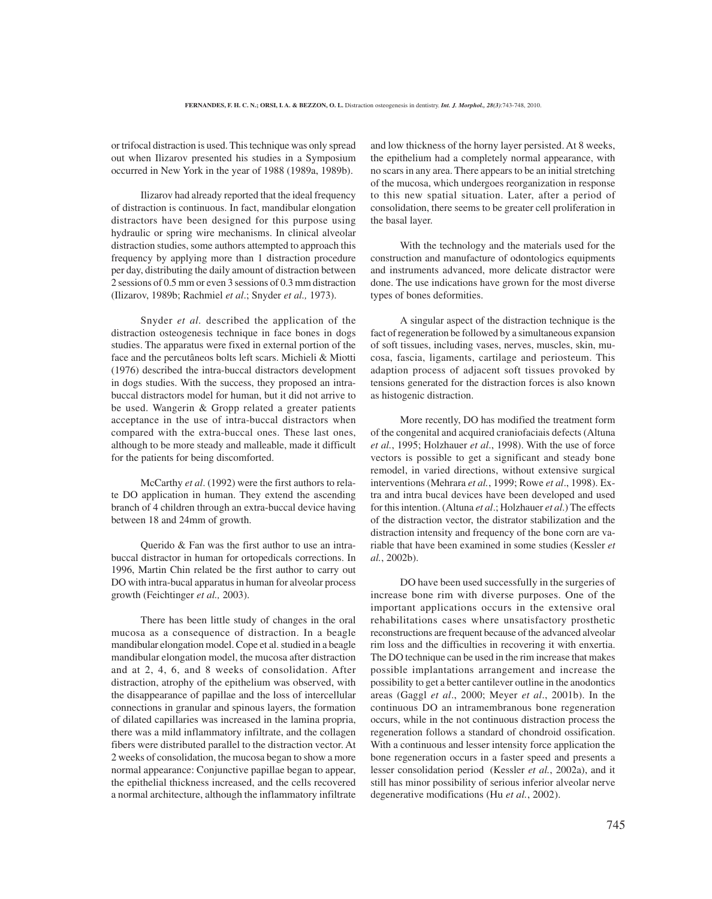or trifocal distraction is used. This technique was only spread out when Ilizarov presented his studies in a Symposium occurred in New York in the year of 1988 (1989a, 1989b).

Ilizarov had already reported that the ideal frequency of distraction is continuous. In fact, mandibular elongation distractors have been designed for this purpose using hydraulic or spring wire mechanisms. In clinical alveolar distraction studies, some authors attempted to approach this frequency by applying more than 1 distraction procedure per day, distributing the daily amount of distraction between 2 sessions of 0.5 mm or even 3 sessions of 0.3 mm distraction (Ilizarov, 1989b; Rachmiel *et al*.; Snyder *et al.,* 1973).

Snyder *et al*. described the application of the distraction osteogenesis technique in face bones in dogs studies. The apparatus were fixed in external portion of the face and the percutâneos bolts left scars. Michieli & Miotti (1976) described the intra-buccal distractors development in dogs studies. With the success, they proposed an intra-buccal distractors model for human, but it did not arrive to be used. Wangerin & Gropp related a greater patients acceptance in the use of intra-buccal distractors when compared with the extra-buccal ones. These last ones, although to be more steady and malleable, made it difficult for the patients for being discomforted.

McCarthy *et al*. (1992) were the first authors to relate DO application in human. They extend the ascending branch of 4 children through an extra-buccal device having between 18 and 24mm of growth.

Querido & Fan was the first author to use an intra-buccal distractor in human for ortopedicals corrections. In 1996, Martin Chin related be the first author to carry out DO with intra-bucal apparatus in human for alveolar process growth (Feichtinger *et al.,* 2003).

There has been little study of changes in the oral mucosa as a consequence of distraction. In a beagle mandibular elongation model. Cope et al. studied in a beagle mandibular elongation model, the mucosa after distraction and at 2, 4, 6, and 8 weeks of consolidation. After distraction, atrophy of the epithelium was observed, with the disappearance of papillae and the loss of intercellular connections in granular and spinous layers, the formation of dilated capillaries was increased in the lamina propria, there was a mild inflammatory infiltrate, and the collagen fibers were distributed parallel to the distraction vector. At 2 weeks of consolidation, the mucosa began to show a more normal appearance: Conjunctive papillae began to appear, the epithelial thickness increased, and the cells recovered a normal architecture, although the inflammatory infiltrate and low thickness of the horny layer persisted. At 8 weeks, the epithelium had a completely normal appearance, with no scars in any area. There appears to be an initial stretching of the mucosa, which undergoes reorganization in response to this new spatial situation. Later, after a period of consolidation, there seems to be greater cell proliferation in the basal layer.

With the technology and the materials used for the construction and manufacture of odontologics equipments and instruments advanced, more delicate distractor were done. The use indications have grown for the most diverse types of bones deformities.

A singular aspect of the distraction technique is the fact of regeneration be followed by a simultaneous expansion of soft tissues, including vases, nerves, muscles, skin, mucosa, fascia, ligaments, cartilage and periosteum. This adaption process of adjacent soft tissues provoked by tensions generated for the distraction forces is also known as histogenic distraction.

More recently, DO has modified the treatment form of the congenital and acquired craniofaciais defects (Altuna *et al.*, 1995; Holzhauer *et al*., 1998). With the use of force vectors is possible to get a significant and steady bone remodel, in varied directions, without extensive surgical interventions (Mehrara *et al.*, 1999; Rowe *et al*., 1998). Extra and intra bucal devices have been developed and used for this intention. (Altuna *et al*.; Holzhauer *et al*.) The effects of the distraction vector, the distrator stabilization and the distraction intensity and frequency of the bone corn are variable that have been examined in some studies (Kessler *et al.*, 2002b).

DO have been used successfully in the surgeries of increase bone rim with diverse purposes. One of the important applications occurs in the extensive oral rehabilitations cases where unsatisfactory prosthetic reconstructions are frequent because of the advanced alveolar rim loss and the difficulties in recovering it with enxertia. The DO technique can be used in the rim increase that makes possible implantations arrangement and increase the possibility to get a better cantilever outline in the anodontics areas (Gaggl *et al*., 2000; Meyer *et al*., 2001b). In the continuous DO an intramembranous bone regeneration occurs, while in the not continuous distraction process the regeneration follows a standard of chondroid ossification. With a continuous and lesser intensity force application the bone regeneration occurs in a faster speed and presents a lesser consolidation period (Kessler *et al.*, 2002a), and it still has minor possibility of serious inferior alveolar nerve degenerative modifications (Hu *et al.*, 2002).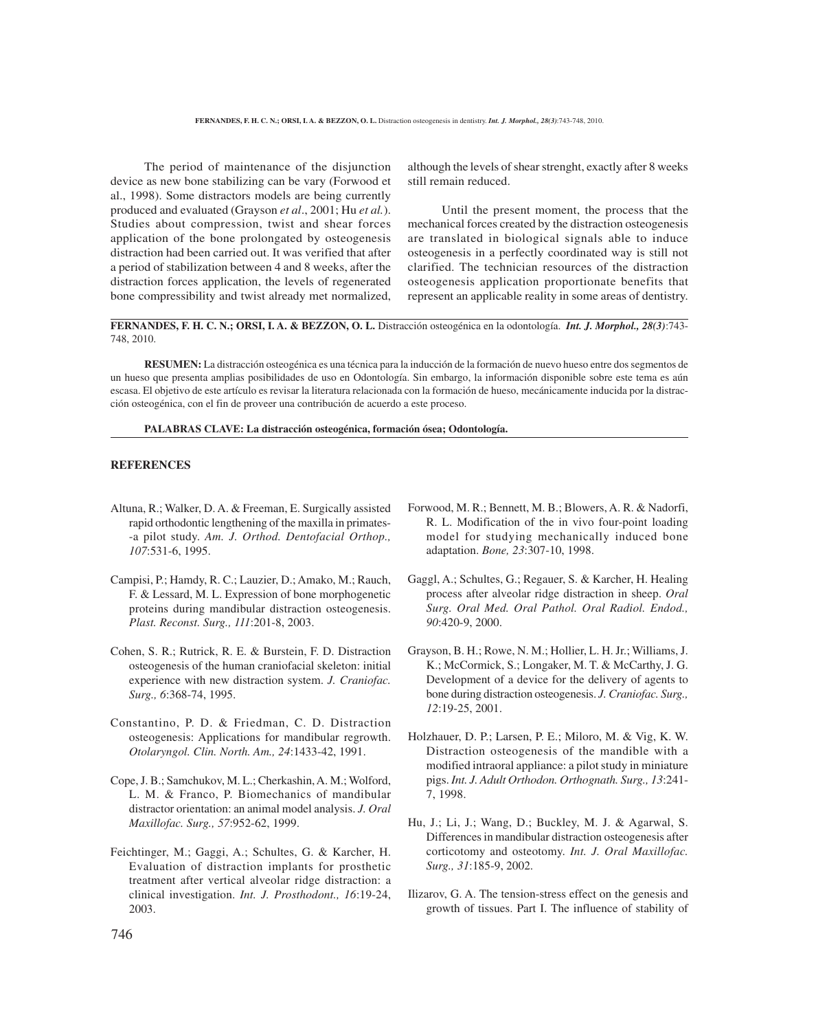The period of maintenance of the disjunction device as new bone stabilizing can be vary (Forwood et al., 1998). Some distractors models are being currently produced and evaluated (Grayson *et al*., 2001; Hu *et al.*). Studies about compression, twist and shear forces application of the bone prolongated by osteogenesis distraction had been carried out. It was verified that after a period of stabilization between 4 and 8 weeks, after the distraction forces application, the levels of regenerated bone compressibility and twist already met normalized, although the levels of shear strenght, exactly after 8 weeks still remain reduced.

Until the present moment, the process that the mechanical forces created by the distraction osteogenesis are translated in biological signals able to induce osteogenesis in a perfectly coordinated way is still not clarified. The technician resources of the distraction osteogenesis application proportionate benefits that represent an applicable reality in some areas of dentistry.

**FERNANDES, F. H. C. N.; ORSI, I. A. & BEZZON, O. L.** Distracción osteogénica en la odontología. ***Int. J. Morphol., 28(3)***:743-748, 2010.

**RESUMEN:** La distracción osteogénica es una técnica para la inducción de la formación de nuevo hueso entre dos segmentos de un hueso que presenta amplias posibilidades de uso en Odontología. Sin embargo, la información disponible sobre este tema es aún escasa. El objetivo de este artículo es revisar la literatura relacionada con la formación de hueso, mecánicamente inducida por la distracción osteogénica, con el fin de proveer una contribución de acuerdo a este proceso.

**PALABRAS CLAVE: La distracción osteogénica, formación ósea; Odontología.**

## REFERENCES

Altuna, R.; Walker, D. A. & Freeman, E. Surgically assisted rapid orthodontic lengthening of the maxilla in primates--a pilot study. *Am. J. Orthod. Dentofacial Orthop., 107*:531-6, 1995.

Campisi, P.; Hamdy, R. C.; Lauzier, D.; Amako, M.; Rauch, F. & Lessard, M. L. Expression of bone morphogenetic proteins during mandibular distraction osteogenesis. *Plast. Reconst. Surg., 111*:201-8, 2003.

Cohen, S. R.; Rutrick, R. E. & Burstein, F. D. Distraction osteogenesis of the human craniofacial skeleton: initial experience with new distraction system. *J. Craniofac. Surg., 6*:368-74, 1995.

Constantino, P. D. & Friedman, C. D. Distraction osteogenesis: Applications for mandibular regrowth. *Otolaryngol. Clin. North. Am., 24*:1433-42, 1991.

Cope, J. B.; Samchukov, M. L.; Cherkashin, A. M.; Wolford, L. M. & Franco, P. Biomechanics of mandibular distractor orientation: an animal model analysis. *J. Oral Maxillofac. Surg., 57*:952-62, 1999.

Feichtinger, M.; Gaggi, A.; Schultes, G. & Karcher, H. Evaluation of distraction implants for prosthetic treatment after vertical alveolar ridge distraction: a clinical investigation. *Int. J. Prosthodont., 16*:19-24, 2003.

Forwood, M. R.; Bennett, M. B.; Blowers, A. R. & Nadorfi, R. L. Modification of the in vivo four-point loading model for studying mechanically induced bone adaptation. *Bone, 23*:307-10, 1998.

Gaggl, A.; Schultes, G.; Regauer, S. & Karcher, H. Healing process after alveolar ridge distraction in sheep. *Oral Surg. Oral Med. Oral Pathol. Oral Radiol. Endod., 90*:420-9, 2000.

Grayson, B. H.; Rowe, N. M.; Hollier, L. H. Jr.; Williams, J. K.; McCormick, S.; Longaker, M. T. & McCarthy, J. G. Development of a device for the delivery of agents to bone during distraction osteogenesis. *J. Craniofac. Surg., 12*:19-25, 2001.

Holzhauer, D. P.; Larsen, P. E.; Miloro, M. & Vig, K. W. Distraction osteogenesis of the mandible with a modified intraoral appliance: a pilot study in miniature pigs. *Int. J. Adult Orthodon. Orthognath. Surg., 13*:241-7, 1998.

Hu, J.; Li, J.; Wang, D.; Buckley, M. J. & Agarwal, S. Differences in mandibular distraction osteogenesis after corticotomy and osteotomy. *Int. J. Oral Maxillofac. Surg., 31*:185-9, 2002.

Ilizarov, G. A. The tension-stress effect on the genesis and growth of tissues. Part I. The influence of stability of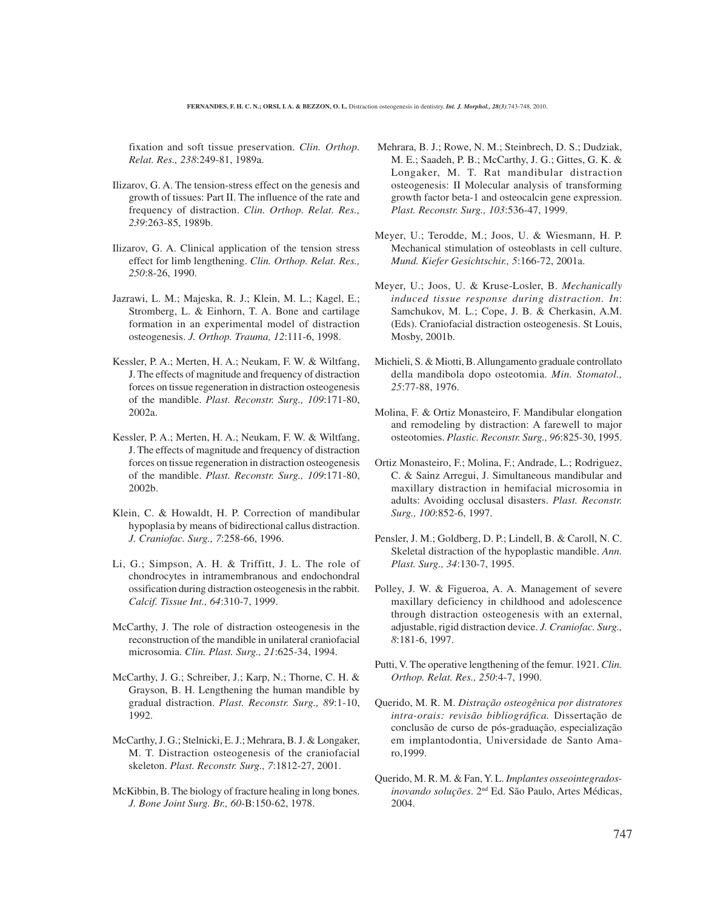fixation and soft tissue preservation. *Clin. Orthop. Relat. Res., 238*:249-81, 1989a.

Ilizarov, G. A. The tension-stress effect on the genesis and growth of tissues: Part II. The influence of the rate and frequency of distraction. *Clin. Orthop. Relat. Res., 239*:263-85, 1989b.

Ilizarov, G. A. Clinical application of the tension stress effect for limb lengthening. *Clin. Orthop. Relat. Res., 250*:8-26, 1990.

Jazrawi, L. M.; Majeska, R. J.; Klein, M. L.; Kagel, E.; Stromberg, L. & Einhorn, T. A. Bone and cartilage formation in an experimental model of distraction osteogenesis. *J. Orthop. Trauma, 12*:111-6, 1998.

Kessler, P. A.; Merten, H. A.; Neukam, F. W. & Wiltfang, J. The effects of magnitude and frequency of distraction forces on tissue regeneration in distraction osteogenesis of the mandible. *Plast. Reconstr. Surg., 109*:171-80, 2002a.

Kessler, P. A.; Merten, H. A.; Neukam, F. W. & Wiltfang, J. The effects of magnitude and frequency of distraction forces on tissue regeneration in distraction osteogenesis of the mandible. *Plast. Reconstr. Surg., 109*:171-80, 2002b.

Klein, C. & Howaldt, H. P. Correction of mandibular hypoplasia by means of bidirectional callus distraction. *J. Craniofac. Surg., 7*:258-66, 1996.

Li, G.; Simpson, A. H. & Triffitt, J. L. The role of chondrocytes in intramembranous and endochondral ossification during distraction osteogenesis in the rabbit. *Calcif. Tissue Int., 64*:310-7, 1999.

McCarthy, J. The role of distraction osteogenesis in the reconstruction of the mandible in unilateral craniofacial microsomia. *Clin. Plast. Surg., 21*:625-34, 1994.

McCarthy, J. G.; Schreiber, J.; Karp, N.; Thorne, C. H. & Grayson, B. H. Lengthening the human mandible by gradual distraction. *Plast. Reconstr. Surg., 89*:1-10, 1992.

McCarthy, J. G.; Stelnicki, E. J.; Mehrara, B. J. & Longaker, M. T. Distraction osteogenesis of the craniofacial skeleton. *Plast. Reconstr. Surg., 7*:1812-27, 2001.

McKibbin, B. The biology of fracture healing in long bones. *J. Bone Joint Surg. Br., 60*-B:150-62, 1978.

Mehrara, B. J.; Rowe, N. M.; Steinbrech, D. S.; Dudziak, M. E.; Saadeh, P. B.; McCarthy, J. G.; Gittes, G. K. & Longaker, M. T. Rat mandibular distraction osteogenesis: II Molecular analysis of transforming growth factor beta-1 and osteocalcin gene expression. *Plast. Reconstr. Surg., 103*:536-47, 1999.

Meyer, U.; Terodde, M.; Joos, U. & Wiesmann, H. P. Mechanical stimulation of osteoblasts in cell culture. *Mund. Kiefer Gesichtschir., 5*:166-72, 2001a.

Meyer, U.; Joos, U. & Kruse-Losler, B. *Mechanically induced tissue response during distraction. In*: Samchukov, M. L.; Cope, J. B. & Cherkasin, A.M. (Eds). Craniofacial distraction osteogenesis. St Louis, Mosby, 2001b.

Michieli, S. & Miotti, B. Allungamento graduale controllato della mandibola dopo osteotomia. *Min. Stomatol., 25*:77-88, 1976.

Molina, F. & Ortiz Monasteiro, F. Mandibular elongation and remodeling by distraction: A farewell to major osteotomies. *Plastic. Reconstr. Surg., 96*:825-30, 1995.

Ortiz Monasteiro, F.; Molina, F.; Andrade, L.; Rodriguez, C. & Sainz Arregui, J. Simultaneous mandibular and maxillary distraction in hemifacial microsomia in adults: Avoiding occlusal disasters. *Plast. Reconstr. Surg., 100*:852-6, 1997.

Pensler, J. M.; Goldberg, D. P.; Lindell, B. & Caroll, N. C. Skeletal distraction of the hypoplastic mandible. *Ann. Plast. Surg., 34*:130-7, 1995.

Polley, J. W. & Figueroa, A. A. Management of severe maxillary deficiency in childhood and adolescence through distraction osteogenesis with an external, adjustable, rigid distraction device. *J. Craniofac. Surg., 8*:181-6, 1997.

Putti, V. The operative lengthening of the femur. 1921. *Clin. Orthop. Relat. Res., 250*:4-7, 1990.

Querido, M. R. M. *Distração osteogênica por distratores intra-orais: revisão bibliográfica.* Dissertação de conclusão de curso de pós-graduação, especialização em implantodontia, Universidade de Santo Amaro,1999.

Querido, M. R. M. & Fan, Y. L. *Implantes osseointegrados-inovando soluções*. 2nd Ed. São Paulo, Artes Médicas, 2004.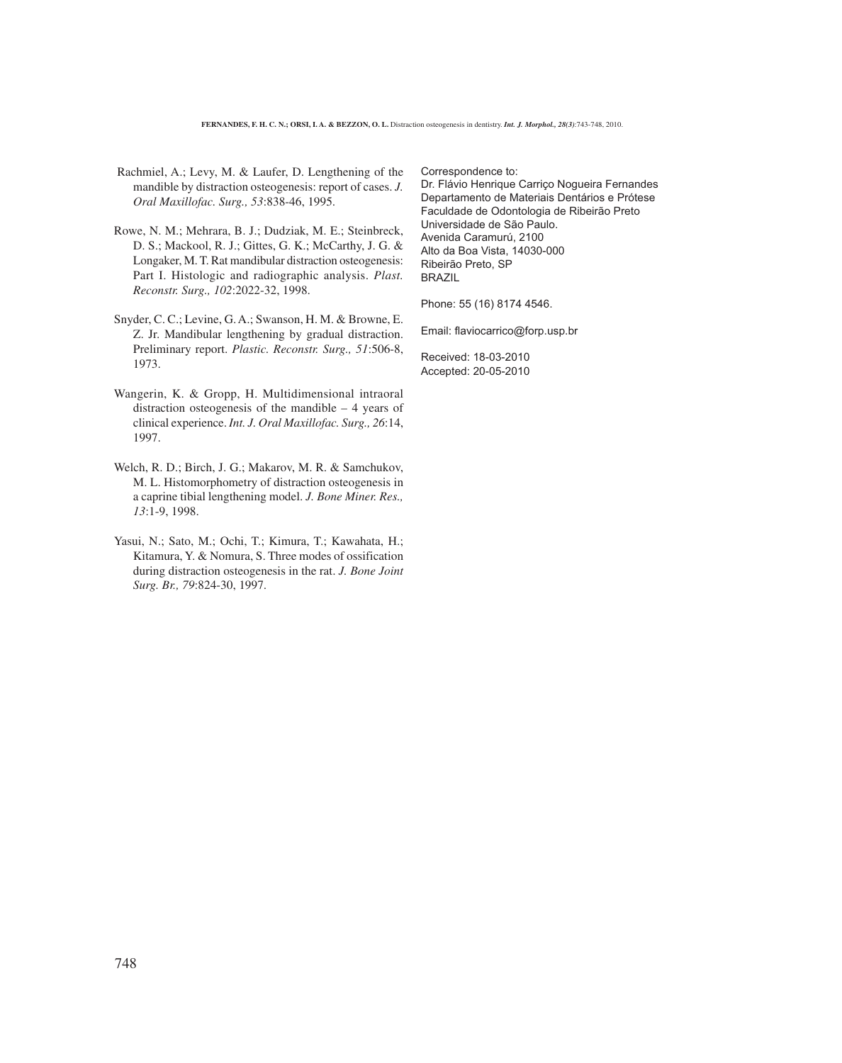Rachmiel, A.; Levy, M. & Laufer, D. Lengthening of the mandible by distraction osteogenesis: report of cases. *J. Oral Maxillofac. Surg., 53*:838-46, 1995.

Rowe, N. M.; Mehrara, B. J.; Dudziak, M. E.; Steinbreck, D. S.; Mackool, R. J.; Gittes, G. K.; McCarthy, J. G. & Longaker, M. T. Rat mandibular distraction osteogenesis: Part I. Histologic and radiographic analysis. *Plast. Reconstr. Surg., 102*:2022-32, 1998.

Snyder, C. C.; Levine, G. A.; Swanson, H. M. & Browne, E. Z. Jr. Mandibular lengthening by gradual distraction. Preliminary report. *Plastic. Reconstr. Surg., 51*:506-8, 1973.

Wangerin, K. & Gropp, H. Multidimensional intraoral distraction osteogenesis of the mandible – 4 years of clinical experience. *Int. J. Oral Maxillofac. Surg., 26*:14, 1997.

Welch, R. D.; Birch, J. G.; Makarov, M. R. & Samchukov, M. L. Histomorphometry of distraction osteogenesis in a caprine tibial lengthening model. *J. Bone Miner. Res., 13*:1-9, 1998.

Yasui, N.; Sato, M.; Ochi, T.; Kimura, T.; Kawahata, H.; Kitamura, Y. & Nomura, S. Three modes of ossification during distraction osteogenesis in the rat. *J. Bone Joint Surg. Br., 79*:824-30, 1997.

Correspondence to:
Dr. Flávio Henrique Carriço Nogueira Fernandes
Departamento de Materiais Dentários e Prótese
Faculdade de Odontologia de Ribeirão Preto
Universidade de São Paulo.
Avenida Caramurú, 2100
Alto da Boa Vista, 14030-000
Ribeirão Preto, SP
BRAZIL

Phone: 55 (16) 8174 4546.

Email: flaviocarrico@forp.usp.br

Received: 18-03-2010
Accepted: 20-05-2010